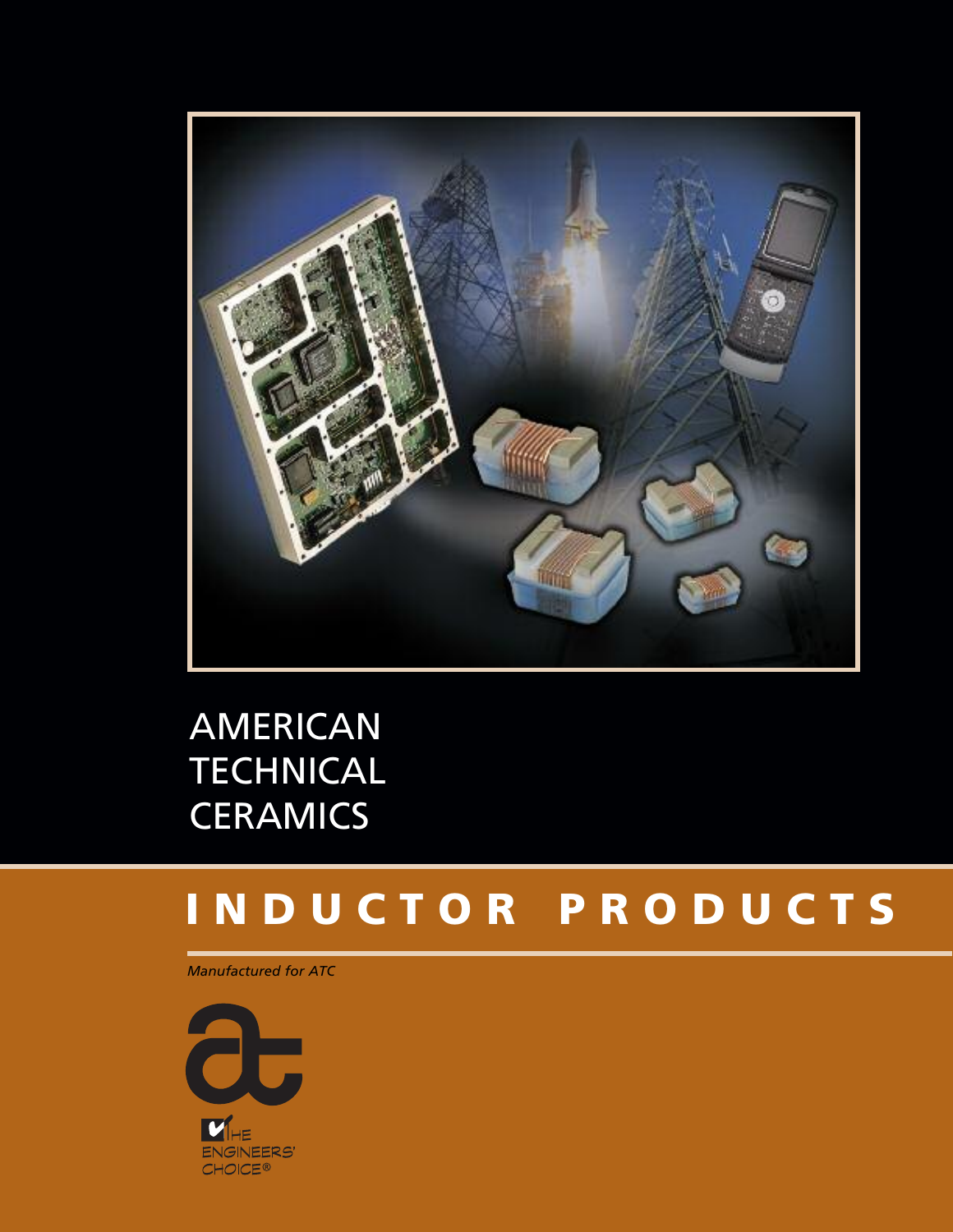AMERICAN
TECHNICAL
CERAMICS

# INDUCTOR PRODUCTS

*Manufactured for ATC*

THE
ENGINEERS'
CHOICE®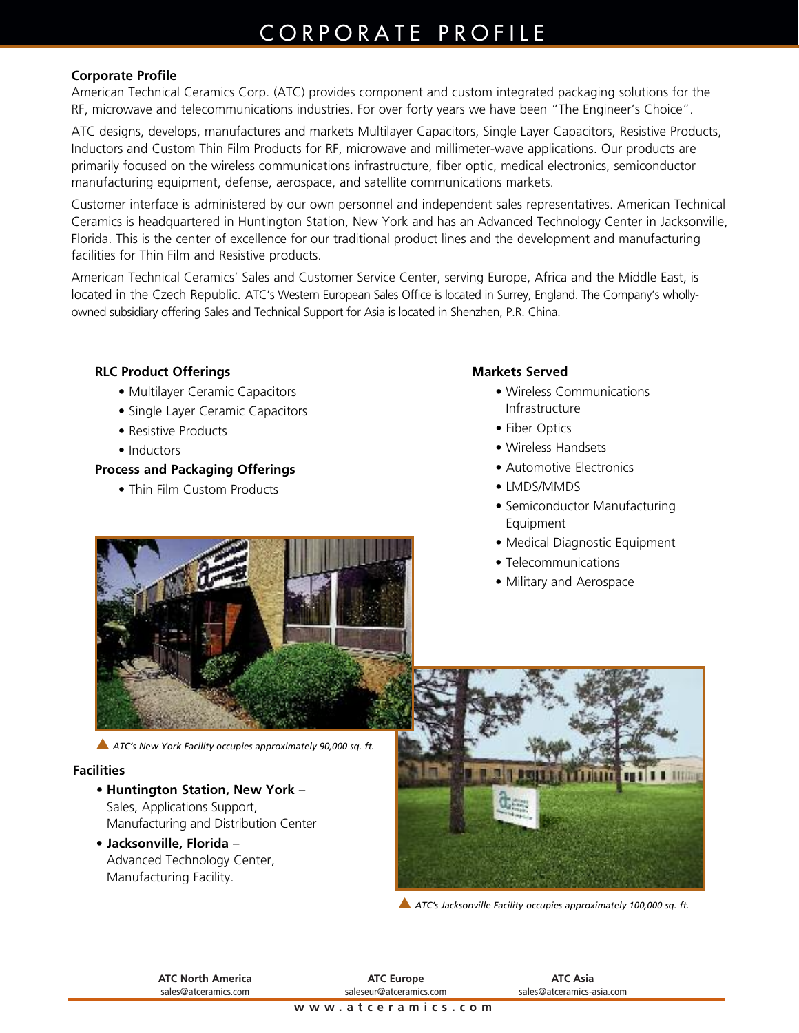# CORPORATE PROFILE

**Corporate Profile**

American Technical Ceramics Corp. (ATC) provides component and custom integrated packaging solutions for the RF, microwave and telecommunications industries. For over forty years we have been "The Engineer's Choice".

ATC designs, develops, manufactures and markets Multilayer Capacitors, Single Layer Capacitors, Resistive Products, Inductors and Custom Thin Film Products for RF, microwave and millimeter-wave applications. Our products are primarily focused on the wireless communications infrastructure, fiber optic, medical electronics, semiconductor manufacturing equipment, defense, aerospace, and satellite communications markets.

Customer interface is administered by our own personnel and independent sales representatives. American Technical Ceramics is headquartered in Huntington Station, New York and has an Advanced Technology Center in Jacksonville, Florida. This is the center of excellence for our traditional product lines and the development and manufacturing facilities for Thin Film and Resistive products.

American Technical Ceramics' Sales and Customer Service Center, serving Europe, Africa and the Middle East, is located in the Czech Republic. ATC's Western European Sales Office is located in Surrey, England. The Company's wholly-owned subsidiary offering Sales and Technical Support for Asia is located in Shenzhen, P.R. China.

**RLC Product Offerings**

- Multilayer Ceramic Capacitors
- Single Layer Ceramic Capacitors
- Resistive Products
- Inductors

**Process and Packaging Offerings**

- Thin Film Custom Products

**Markets Served**

- Wireless Communications Infrastructure
- Fiber Optics
- Wireless Handsets
- Automotive Electronics
- LMDS/MMDS
- Semiconductor Manufacturing Equipment
- Medical Diagnostic Equipment
- Telecommunications
- Military and Aerospace

*ATC's New York Facility occupies approximately 90,000 sq. ft.*

**Facilities**

- **Huntington Station, New York** – Sales, Applications Support, Manufacturing and Distribution Center
- **Jacksonville, Florida** – Advanced Technology Center, Manufacturing Facility.

*ATC's Jacksonville Facility occupies approximately 100,000 sq. ft.*

**ATC North America**
sales@atceramics.com

**ATC Europe**
saleseur@atceramics.com

**ATC Asia**
sales@atceramics-asia.com

www.atceramics.com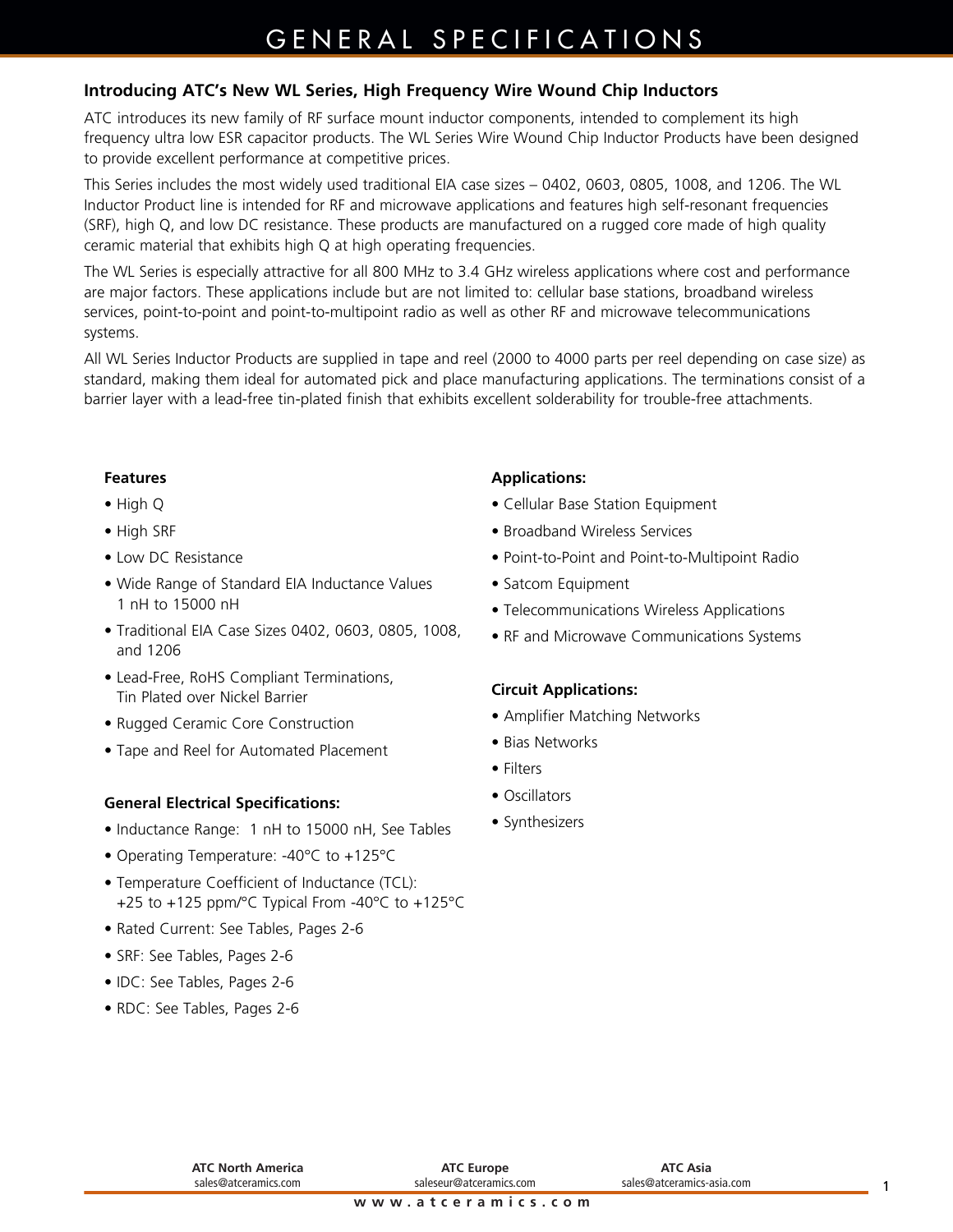# GENERAL SPECIFICATIONS

## Introducing ATC's New WL Series, High Frequency Wire Wound Chip Inductors

ATC introduces its new family of RF surface mount inductor components, intended to complement its high frequency ultra low ESR capacitor products. The WL Series Wire Wound Chip Inductor Products have been designed to provide excellent performance at competitive prices.

This Series includes the most widely used traditional EIA case sizes – 0402, 0603, 0805, 1008, and 1206. The WL Inductor Product line is intended for RF and microwave applications and features high self-resonant frequencies (SRF), high Q, and low DC resistance. These products are manufactured on a rugged core made of high quality ceramic material that exhibits high Q at high operating frequencies.

The WL Series is especially attractive for all 800 MHz to 3.4 GHz wireless applications where cost and performance are major factors. These applications include but are not limited to: cellular base stations, broadband wireless services, point-to-point and point-to-multipoint radio as well as other RF and microwave telecommunications systems.

All WL Series Inductor Products are supplied in tape and reel (2000 to 4000 parts per reel depending on case size) as standard, making them ideal for automated pick and place manufacturing applications. The terminations consist of a barrier layer with a lead-free tin-plated finish that exhibits excellent solderability for trouble-free attachments.

### Features

- High Q
- High SRF
- Low DC Resistance
- Wide Range of Standard EIA Inductance Values 1 nH to 15000 nH
- Traditional EIA Case Sizes 0402, 0603, 0805, 1008, and 1206
- Lead-Free, RoHS Compliant Terminations, Tin Plated over Nickel Barrier
- Rugged Ceramic Core Construction
- Tape and Reel for Automated Placement

### General Electrical Specifications:

- Inductance Range: 1 nH to 15000 nH, See Tables
- Operating Temperature: -40°C to +125°C
- Temperature Coefficient of Inductance (TCL): +25 to +125 ppm/°C Typical From -40°C to +125°C
- Rated Current: See Tables, Pages 2-6
- SRF: See Tables, Pages 2-6
- IDC: See Tables, Pages 2-6
- RDC: See Tables, Pages 2-6

### Applications:

- Cellular Base Station Equipment
- Broadband Wireless Services
- Point-to-Point and Point-to-Multipoint Radio
- Satcom Equipment
- Telecommunications Wireless Applications
- RF and Microwave Communications Systems

### Circuit Applications:

- Amplifier Matching Networks
- Bias Networks
- Filters
- Oscillators
- Synthesizers

**ATC North America** sales@atceramics.com | **ATC Europe** saleseur@atceramics.com | **ATC Asia** sales@atceramics-asia.com

www.atceramics.com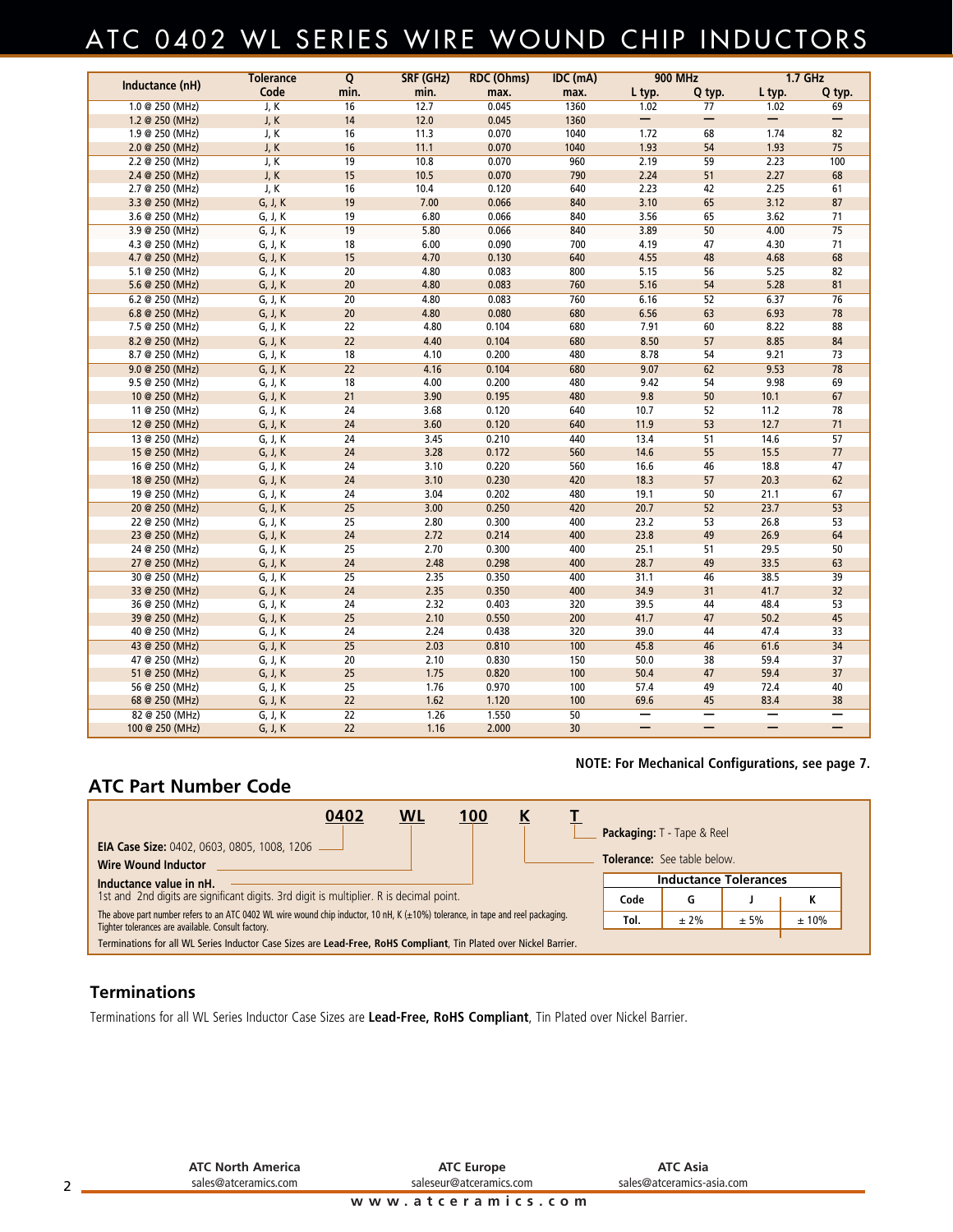# ATC 0402 WL SERIES WIRE WOUND CHIP INDUCTORS

| Inductance (nH) | Tolerance Code | Q min. | SRF (GHz) min. | RDC (Ohms) max. | IDC (mA) max. | 900 MHz | | 1.7 GHz | |
|---|---|---|---|---|---|---|---|---|---|
| | | | | | | L typ. | Q typ. | L typ. | Q typ. |
| 1.0 @ 250 (MHz) | J, K | 16 | 12.7 | 0.045 | 1360 | 1.02 | 77 | 1.02 | 69 |
| 1.2 @ 250 (MHz) | J, K | 14 | 12.0 | 0.045 | 1360 | — | — | — | — |
| 1.9 @ 250 (MHz) | J, K | 16 | 11.3 | 0.070 | 1040 | 1.72 | 68 | 1.74 | 82 |
| 2.0 @ 250 (MHz) | J, K | 16 | 11.1 | 0.070 | 1040 | 1.93 | 54 | 1.93 | 75 |
| 2.2 @ 250 (MHz) | J, K | 19 | 10.8 | 0.070 | 960 | 2.19 | 59 | 2.23 | 100 |
| 2.4 @ 250 (MHz) | J, K | 15 | 10.5 | 0.070 | 790 | 2.24 | 51 | 2.27 | 68 |
| 2.7 @ 250 (MHz) | J, K | 16 | 10.4 | 0.120 | 640 | 2.23 | 42 | 2.25 | 61 |
| 3.3 @ 250 (MHz) | G, J, K | 19 | 7.00 | 0.066 | 840 | 3.10 | 65 | 3.12 | 87 |
| 3.6 @ 250 (MHz) | G, J, K | 19 | 6.80 | 0.066 | 840 | 3.56 | 65 | 3.62 | 71 |
| 3.9 @ 250 (MHz) | G, J, K | 19 | 5.80 | 0.066 | 840 | 3.89 | 50 | 4.00 | 75 |
| 4.3 @ 250 (MHz) | G, J, K | 18 | 6.00 | 0.090 | 700 | 4.19 | 47 | 4.30 | 71 |
| 4.7 @ 250 (MHz) | G, J, K | 15 | 4.70 | 0.130 | 640 | 4.55 | 48 | 4.68 | 68 |
| 5.1 @ 250 (MHz) | G, J, K | 20 | 4.80 | 0.083 | 800 | 5.15 | 56 | 5.25 | 82 |
| 5.6 @ 250 (MHz) | G, J, K | 20 | 4.80 | 0.083 | 760 | 5.16 | 54 | 5.28 | 81 |
| 6.2 @ 250 (MHz) | G, J, K | 20 | 4.80 | 0.083 | 760 | 6.16 | 52 | 6.37 | 76 |
| 6.8 @ 250 (MHz) | G, J, K | 20 | 4.80 | 0.080 | 680 | 6.56 | 63 | 6.93 | 78 |
| 7.5 @ 250 (MHz) | G, J, K | 22 | 4.80 | 0.104 | 680 | 7.91 | 60 | 8.22 | 88 |
| 8.2 @ 250 (MHz) | G, J, K | 22 | 4.40 | 0.104 | 680 | 8.50 | 57 | 8.85 | 84 |
| 8.7 @ 250 (MHz) | G, J, K | 18 | 4.10 | 0.200 | 480 | 8.78 | 54 | 9.21 | 73 |
| 9.0 @ 250 (MHz) | G, J, K | 22 | 4.16 | 0.104 | 680 | 9.07 | 62 | 9.53 | 78 |
| 9.5 @ 250 (MHz) | G, J, K | 18 | 4.00 | 0.200 | 480 | 9.42 | 54 | 9.98 | 69 |
| 10 @ 250 (MHz) | G, J, K | 21 | 3.90 | 0.195 | 480 | 9.8 | 50 | 10.1 | 67 |
| 11 @ 250 (MHz) | G, J, K | 24 | 3.68 | 0.120 | 640 | 10.7 | 52 | 11.2 | 78 |
| 12 @ 250 (MHz) | G, J, K | 24 | 3.60 | 0.120 | 640 | 11.9 | 53 | 12.7 | 71 |
| 13 @ 250 (MHz) | G, J, K | 24 | 3.45 | 0.210 | 440 | 13.4 | 51 | 14.6 | 57 |
| 15 @ 250 (MHz) | G, J, K | 24 | 3.28 | 0.172 | 560 | 14.6 | 55 | 15.5 | 77 |
| 16 @ 250 (MHz) | G, J, K | 24 | 3.10 | 0.220 | 560 | 16.6 | 46 | 18.8 | 47 |
| 18 @ 250 (MHz) | G, J, K | 24 | 3.10 | 0.230 | 420 | 18.3 | 57 | 20.3 | 62 |
| 19 @ 250 (MHz) | G, J, K | 24 | 3.04 | 0.202 | 480 | 19.1 | 50 | 21.1 | 67 |
| 20 @ 250 (MHz) | G, J, K | 25 | 3.00 | 0.250 | 420 | 20.7 | 52 | 23.7 | 53 |
| 22 @ 250 (MHz) | G, J, K | 25 | 2.80 | 0.300 | 400 | 23.2 | 53 | 26.8 | 53 |
| 23 @ 250 (MHz) | G, J, K | 24 | 2.72 | 0.214 | 400 | 23.8 | 49 | 26.9 | 64 |
| 24 @ 250 (MHz) | G, J, K | 25 | 2.70 | 0.300 | 400 | 25.1 | 51 | 29.5 | 50 |
| 27 @ 250 (MHz) | G, J, K | 24 | 2.48 | 0.298 | 400 | 28.7 | 49 | 33.5 | 63 |
| 30 @ 250 (MHz) | G, J, K | 25 | 2.35 | 0.350 | 400 | 31.1 | 46 | 38.5 | 39 |
| 33 @ 250 (MHz) | G, J, K | 24 | 2.35 | 0.350 | 400 | 34.9 | 31 | 41.7 | 32 |
| 36 @ 250 (MHz) | G, J, K | 24 | 2.32 | 0.403 | 320 | 39.5 | 44 | 48.4 | 53 |
| 39 @ 250 (MHz) | G, J, K | 25 | 2.10 | 0.550 | 200 | 41.7 | 47 | 50.2 | 45 |
| 40 @ 250 (MHz) | G, J, K | 24 | 2.24 | 0.438 | 320 | 39.0 | 44 | 47.4 | 33 |
| 43 @ 250 (MHz) | G, J, K | 25 | 2.03 | 0.810 | 100 | 45.8 | 46 | 61.6 | 34 |
| 47 @ 250 (MHz) | G, J, K | 20 | 2.10 | 0.830 | 150 | 50.0 | 38 | 59.4 | 37 |
| 51 @ 250 (MHz) | G, J, K | 25 | 1.75 | 0.820 | 100 | 50.4 | 47 | 59.4 | 37 |
| 56 @ 250 (MHz) | G, J, K | 25 | 1.76 | 0.970 | 100 | 57.4 | 49 | 72.4 | 40 |
| 68 @ 250 (MHz) | G, J, K | 22 | 1.62 | 1.120 | 100 | 69.6 | 45 | 83.4 | 38 |
| 82 @ 250 (MHz) | G, J, K | 22 | 1.26 | 1.550 | 50 | — | — | — | — |
| 100 @ 250 (MHz) | G, J, K | 22 | 1.16 | 2.000 | 30 | — | — | — | — |

**NOTE: For Mechanical Configurations, see page 7.**

## ATC Part Number Code

**0402** **WL** **100** **K** **T**

- **EIA Case Size:** 0402, 0603, 0805, 1008, 1206 → 0402
- **Wire Wound Inductor** → WL
- **Inductance value in nH.** 1st and 2nd digits are significant digits. 3rd digit is multiplier. R is decimal point. → 100
- **Tolerance:** See table below. → K
- **Packaging:** T - Tape & Reel → T

The above part number refers to an ATC 0402 WL wire wound chip inductor, 10 nH, K (±10%) tolerance, in tape and reel packaging. Tighter tolerances are available. Consult factory.

Terminations for all WL Series Inductor Case Sizes are **Lead-Free, RoHS Compliant**, Tin Plated over Nickel Barrier.

| Inductance Tolerances | | | |
|---|---|---|---|
| Code | G | J | K |
| Tol. | ± 2% | ± 5% | ± 10% |

## Terminations

Terminations for all WL Series Inductor Case Sizes are **Lead-Free, RoHS Compliant**, Tin Plated over Nickel Barrier.

**ATC North America**
sales@atceramics.com

**ATC Europe**
saleseur@atceramics.com

**ATC Asia**
sales@atceramics-asia.com

www.atceramics.com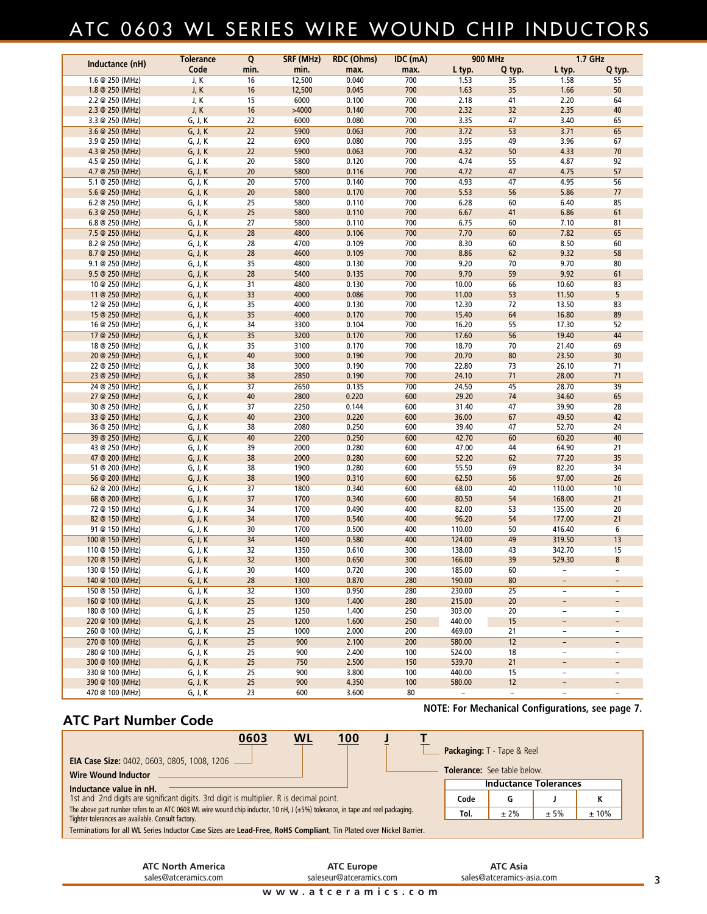# ATC 0603 WL SERIES WIRE WOUND CHIP INDUCTORS

| Inductance (nH) | Tolerance Code | Q min. | SRF (MHz) min. | RDC (Ohms) max. | IDC (mA) max. | 900 MHz L typ. | 900 MHz Q typ. | 1.7 GHz L typ. | 1.7 GHz Q typ. |
|---|---|---|---|---|---|---|---|---|---|
| 1.6 @ 250 (MHz) | J, K | 16 | 12,500 | 0.040 | 700 | 1.53 | 35 | 1.58 | 55 |
| 1.8 @ 250 (MHz) | J, K | 16 | 12,500 | 0.045 | 700 | 1.63 | 35 | 1.66 | 50 |
| 2.2 @ 250 (MHz) | J, K | 15 | 6000 | 0.100 | 700 | 2.18 | 41 | 2.20 | 64 |
| 2.3 @ 250 (MHz) | J, K | 16 | >4000 | 0.140 | 700 | 2.32 | 32 | 2.35 | 40 |
| 3.3 @ 250 (MHz) | G, J, K | 22 | 6000 | 0.080 | 700 | 3.35 | 47 | 3.40 | 65 |
| 3.6 @ 250 (MHz) | G, J, K | 22 | 5900 | 0.063 | 700 | 3.72 | 53 | 3.71 | 65 |
| 3.9 @ 250 (MHz) | G, J, K | 22 | 6900 | 0.080 | 700 | 3.95 | 49 | 3.96 | 67 |
| 4.3 @ 250 (MHz) | G, J, K | 22 | 5900 | 0.063 | 700 | 4.32 | 50 | 4.33 | 70 |
| 4.5 @ 250 (MHz) | G, J. K | 20 | 5800 | 0.120 | 700 | 4.74 | 55 | 4.87 | 92 |
| 4.7 @ 250 (MHz) | G, J, K | 20 | 5800 | 0.116 | 700 | 4.72 | 47 | 4.75 | 57 |
| 5.1 @ 250 (MHz) | G, J, K | 20 | 5700 | 0.140 | 700 | 4.93 | 47 | 4.95 | 56 |
| 5.6 @ 250 (MHz) | G, J, K | 20 | 5800 | 0.170 | 700 | 5.53 | 56 | 5.86 | 77 |
| 6.2 @ 250 (MHz) | G, J, K | 25 | 5800 | 0.110 | 700 | 6.28 | 60 | 6.40 | 85 |
| 6.3 @ 250 (MHz) | G, J, K | 25 | 5800 | 0.110 | 700 | 6.67 | 41 | 6.86 | 61 |
| 6.8 @ 250 (MHz) | G, J, K | 27 | 5800 | 0.110 | 700 | 6.75 | 60 | 7.10 | 81 |
| 7.5 @ 250 (MHz) | G, J, K | 28 | 4800 | 0.106 | 700 | 7.70 | 60 | 7.82 | 65 |
| 8.2 @ 250 (MHz) | G, J, K | 28 | 4700 | 0.109 | 700 | 8.30 | 60 | 8.50 | 60 |
| 8.7 @ 250 (MHz) | G, J, K | 28 | 4600 | 0.109 | 700 | 8.86 | 62 | 9.32 | 58 |
| 9.1 @ 250 (MHz) | G, J, K | 35 | 4800 | 0.130 | 700 | 9.20 | 70 | 9.70 | 80 |
| 9.5 @ 250 (MHz) | G, J, K | 28 | 5400 | 0.135 | 700 | 9.70 | 59 | 9.92 | 61 |
| 10 @ 250 (MHz) | G, J, K | 31 | 4800 | 0.130 | 700 | 10.00 | 66 | 10.60 | 83 |
| 11 @ 250 (MHz) | G, J, K | 33 | 4000 | 0.086 | 700 | 11.00 | 53 | 11.50 | 5 |
| 12 @ 250 (MHz) | G, J, K | 35 | 4000 | 0.130 | 700 | 12.30 | 72 | 13.50 | 83 |
| 15 @ 250 (MHz) | G, J, K | 35 | 4000 | 0.170 | 700 | 15.40 | 64 | 16.80 | 89 |
| 16 @ 250 (MHz) | G, J, K | 34 | 3300 | 0.104 | 700 | 16.20 | 55 | 17.30 | 52 |
| 17 @ 250 (MHz) | G, J, K | 35 | 3200 | 0.170 | 700 | 17.60 | 56 | 19.40 | 44 |
| 18 @ 250 (MHz) | G, J, K | 35 | 3100 | 0.170 | 700 | 18.70 | 70 | 21.40 | 69 |
| 20 @ 250 (MHz) | G, J, K | 40 | 3000 | 0.190 | 700 | 20.70 | 80 | 23.50 | 30 |
| 22 @ 250 (MHz) | G, J, K | 38 | 3000 | 0.190 | 700 | 22.80 | 73 | 26.10 | 71 |
| 23 @ 250 (MHz) | G, J, K | 38 | 2850 | 0.190 | 700 | 24.10 | 71 | 28.00 | 71 |
| 24 @ 250 (MHz) | G, J, K | 37 | 2650 | 0.135 | 700 | 24.50 | 45 | 28.70 | 39 |
| 27 @ 250 (MHz) | G, J, K | 40 | 2800 | 0.220 | 600 | 29.20 | 74 | 34.60 | 65 |
| 30 @ 250 (MHz) | G, J, K | 37 | 2250 | 0.144 | 600 | 31.40 | 47 | 39.90 | 28 |
| 33 @ 250 (MHz) | G, J, K | 40 | 2300 | 0.220 | 600 | 36.00 | 67 | 49.50 | 42 |
| 36 @ 250 (MHz) | G, J, K | 38 | 2080 | 0.250 | 600 | 39.40 | 47 | 52.70 | 24 |
| 39 @ 250 (MHz) | G, J, K | 40 | 2200 | 0.250 | 600 | 42.70 | 60 | 60.20 | 40 |
| 43 @ 250 (MHz) | G, J, K | 39 | 2000 | 0.280 | 600 | 47.00 | 44 | 64.90 | 21 |
| 47 @ 200 (MHz) | G, J, K | 38 | 2000 | 0.280 | 600 | 52.20 | 62 | 77.20 | 35 |
| 51 @ 200 (MHz) | G, J, K | 38 | 1900 | 0.280 | 600 | 55.50 | 69 | 82.20 | 34 |
| 56 @ 200 (MHz) | G, J, K | 38 | 1900 | 0.310 | 600 | 62.50 | 56 | 97.00 | 26 |
| 62 @ 200 (MHz) | G, J, K | 37 | 1800 | 0.340 | 600 | 68.00 | 40 | 110.00 | 10 |
| 68 @ 200 (MHz) | G, J, K | 37 | 1700 | 0.340 | 600 | 80.50 | 54 | 168.00 | 21 |
| 72 @ 150 (MHz) | G, J, K | 34 | 1700 | 0.490 | 400 | 82.00 | 53 | 135.00 | 20 |
| 82 @ 150 (MHz) | G, J, K | 34 | 1700 | 0.540 | 400 | 96.20 | 54 | 177.00 | 21 |
| 91 @ 150 (MHz) | G, J, K | 30 | 1700 | 0.500 | 400 | 110.00 | 50 | 416.40 | 6 |
| 100 @ 150 (MHz) | G, J, K | 34 | 1400 | 0.580 | 400 | 124.00 | 49 | 319.50 | 13 |
| 110 @ 150 (MHz) | G, J, K | 32 | 1350 | 0.610 | 300 | 138.00 | 43 | 342.70 | 15 |
| 120 @ 150 (MHz) | G, J, K | 32 | 1300 | 0.650 | 300 | 166.00 | 39 | 529.30 | 8 |
| 130 @ 150 (MHz) | G, J, K | 30 | 1400 | 0.720 | 300 | 185.00 | 60 | – | – |
| 140 @ 100 (MHz) | G, J, K | 28 | 1300 | 0.870 | 280 | 190.00 | 80 | – | – |
| 150 @ 150 (MHz) | G, J, K | 32 | 1300 | 0.950 | 280 | 230.00 | 25 | – | – |
| 160 @ 100 (MHz) | G, J, K | 25 | 1300 | 1.400 | 280 | 215.00 | 20 | – | – |
| 180 @ 100 (MHz) | G, J, K | 25 | 1250 | 1.400 | 250 | 303.00 | 20 | – | – |
| 220 @ 100 (MHz) | G, J, K | 25 | 1200 | 1.600 | 250 | 440.00 | 15 | – | – |
| 260 @ 100 (MHz) | G, J, K | 25 | 1000 | 2.000 | 200 | 469.00 | 21 | – | – |
| 270 @ 100 (MHz) | G, J, K | 25 | 900 | 2.100 | 200 | 580.00 | 12 | – | – |
| 280 @ 100 (MHz) | G, J, K | 25 | 900 | 2.400 | 100 | 524.00 | 18 | – | – |
| 300 @ 100 (MHz) | G, J, K | 25 | 750 | 2.500 | 150 | 539.70 | 21 | – | – |
| 330 @ 100 (MHz) | G, J, K | 25 | 900 | 3.800 | 100 | 440.00 | 15 | – | – |
| 390 @ 100 (MHz) | G, J, K | 25 | 900 | 4.350 | 100 | 580.00 | 12 | – | – |
| 470 @ 100 (MHz) | G, J, K | 23 | 600 | 3.600 | 80 | – | – | – | – |

**NOTE: For Mechanical Configurations, see page 7.**

## ATC Part Number Code

**0603 WL 100 J T**

- **EIA Case Size:** 0402, 0603, 0805, 1008, 1206
- **Wire Wound Inductor**
- **Inductance value in nH.** 1st and 2nd digits are significant digits. 3rd digit is multiplier. R is decimal point.
- **Tolerance:** See table below.
- **Packaging:** T - Tape & Reel

| Inductance Tolerances | | | |
|---|---|---|---|
| Code | G | J | K |
| Tol. | ± 2% | ± 5% | ± 10% |

The above part number refers to an ATC 0603 WL wire wound chip inductor, 10 nH, J (±5%) tolerance, in tape and reel packaging. Tighter tolerances are available. Consult factory.

Terminations for all WL Series Inductor Case Sizes are **Lead-Free, RoHS Compliant**, Tin Plated over Nickel Barrier.

**ATC North America**
sales@atceramics.com

**ATC Europe**
saleseur@atceramics.com

**ATC Asia**
sales@atceramics-asia.com

www.atceramics.com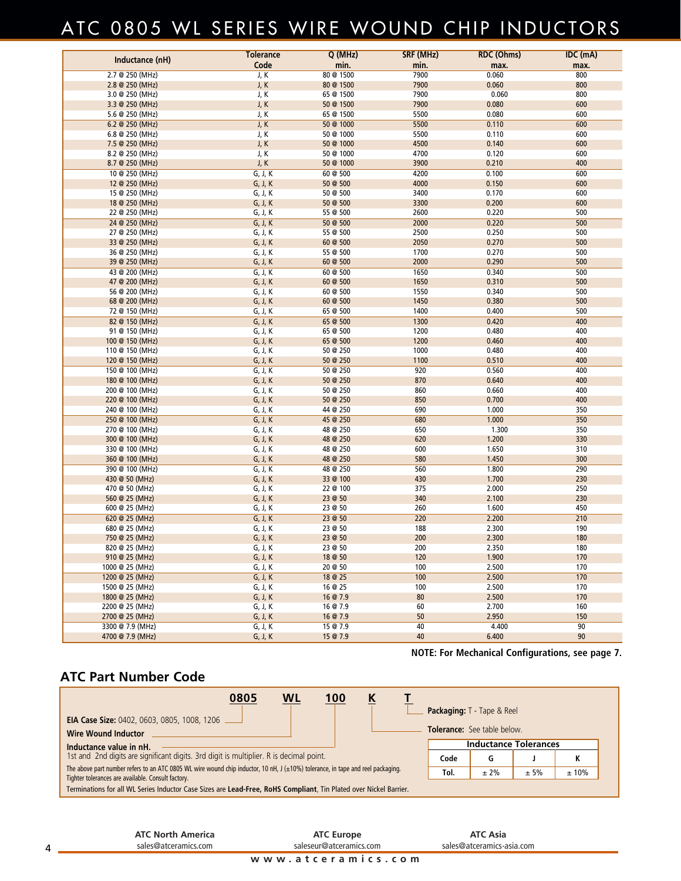# ATC 0805 WL SERIES WIRE WOUND CHIP INDUCTORS

| Inductance (nH) | Tolerance Code | Q (MHz) min. | SRF (MHz) min. | RDC (Ohms) max. | IDC (mA) max. |
|---|---|---|---|---|---|
| 2.7 @ 250 (MHz) | J, K | 80 @ 1500 | 7900 | 0.060 | 800 |
| 2.8 @ 250 (MHz) | J, K | 80 @ 1500 | 7900 | 0.060 | 800 |
| 3.0 @ 250 (MHz) | J, K | 65 @ 1500 | 7900 | 0.060 | 800 |
| 3.3 @ 250 (MHz) | J, K | 50 @ 1500 | 7900 | 0.080 | 600 |
| 5.6 @ 250 (MHz) | J, K | 65 @ 1500 | 5500 | 0.080 | 600 |
| 6.2 @ 250 (MHz) | J, K | 50 @ 1000 | 5500 | 0.110 | 600 |
| 6.8 @ 250 (MHz) | J, K | 50 @ 1000 | 5500 | 0.110 | 600 |
| 7.5 @ 250 (MHz) | J, K | 50 @ 1000 | 4500 | 0.140 | 600 |
| 8.2 @ 250 (MHz) | J, K | 50 @ 1000 | 4700 | 0.120 | 600 |
| 8.7 @ 250 (MHz) | J, K | 50 @ 1000 | 3900 | 0.210 | 400 |
| 10 @ 250 (MHz) | G, J, K | 60 @ 500 | 4200 | 0.100 | 600 |
| 12 @ 250 (MHz) | G, J, K | 50 @ 500 | 4000 | 0.150 | 600 |
| 15 @ 250 (MHz) | G, J, K | 50 @ 500 | 3400 | 0.170 | 600 |
| 18 @ 250 (MHz) | G, J, K | 50 @ 500 | 3300 | 0.200 | 600 |
| 22 @ 250 (MHz) | G, J, K | 55 @ 500 | 2600 | 0.220 | 500 |
| 24 @ 250 (MHz) | G, J, K | 50 @ 500 | 2000 | 0.220 | 500 |
| 27 @ 250 (MHz) | G, J, K | 55 @ 500 | 2500 | 0.250 | 500 |
| 33 @ 250 (MHz) | G, J, K | 60 @ 500 | 2050 | 0.270 | 500 |
| 36 @ 250 (MHz) | G, J, K | 55 @ 500 | 1700 | 0.270 | 500 |
| 39 @ 250 (MHz) | G, J, K | 60 @ 500 | 2000 | 0.290 | 500 |
| 43 @ 200 (MHz) | G, J, K | 60 @ 500 | 1650 | 0.340 | 500 |
| 47 @ 200 (MHz) | G, J, K | 60 @ 500 | 1650 | 0.310 | 500 |
| 56 @ 200 (MHz) | G, J, K | 60 @ 500 | 1550 | 0.340 | 500 |
| 68 @ 200 (MHz) | G, J, K | 60 @ 500 | 1450 | 0.380 | 500 |
| 72 @ 150 (MHz) | G, J, K | 65 @ 500 | 1400 | 0.400 | 500 |
| 82 @ 150 (MHz) | G, J, K | 65 @ 500 | 1300 | 0.420 | 400 |
| 91 @ 150 (MHz) | G, J, K | 65 @ 500 | 1200 | 0.480 | 400 |
| 100 @ 150 (MHz) | G, J, K | 65 @ 500 | 1200 | 0.460 | 400 |
| 110 @ 150 (MHz) | G, J, K | 50 @ 250 | 1000 | 0.480 | 400 |
| 120 @ 150 (MHz) | G, J, K | 50 @ 250 | 1100 | 0.510 | 400 |
| 150 @ 100 (MHz) | G, J, K | 50 @ 250 | 920 | 0.560 | 400 |
| 180 @ 100 (MHz) | G, J, K | 50 @ 250 | 870 | 0.640 | 400 |
| 200 @ 100 (MHz) | G, J, K | 50 @ 250 | 860 | 0.660 | 400 |
| 220 @ 100 (MHz) | G, J, K | 50 @ 250 | 850 | 0.700 | 400 |
| 240 @ 100 (MHz) | G, J, K | 44 @ 250 | 690 | 1.000 | 350 |
| 250 @ 100 (MHz) | G, J, K | 45 @ 250 | 680 | 1.000 | 350 |
| 270 @ 100 (MHz) | G, J, K | 48 @ 250 | 650 | 1.300 | 350 |
| 300 @ 100 (MHz) | G, J, K | 48 @ 250 | 620 | 1.200 | 330 |
| 330 @ 100 (MHz) | G, J, K | 48 @ 250 | 600 | 1.650 | 310 |
| 360 @ 100 (MHz) | G, J, K | 48 @ 250 | 580 | 1.450 | 300 |
| 390 @ 100 (MHz) | G, J, K | 48 @ 250 | 560 | 1.800 | 290 |
| 430 @ 50 (MHz) | G, J, K | 33 @ 100 | 430 | 1.700 | 230 |
| 470 @ 50 (MHz) | G, J, K | 22 @ 100 | 375 | 2.000 | 250 |
| 560 @ 25 (MHz) | G, J, K | 23 @ 50 | 340 | 2.100 | 230 |
| 600 @ 25 (MHz) | G, J, K | 23 @ 50 | 260 | 1.600 | 450 |
| 620 @ 25 (MHz) | G, J, K | 23 @ 50 | 220 | 2.200 | 210 |
| 680 @ 25 (MHz) | G, J, K | 23 @ 50 | 188 | 2.300 | 190 |
| 750 @ 25 (MHz) | G, J, K | 23 @ 50 | 200 | 2.300 | 180 |
| 820 @ 25 (MHz) | G, J, K | 23 @ 50 | 200 | 2.350 | 180 |
| 910 @ 25 (MHz) | G, J, K | 18 @ 50 | 120 | 1.900 | 170 |
| 1000 @ 25 (MHz) | G, J, K | 20 @ 50 | 100 | 2.500 | 170 |
| 1200 @ 25 (MHz) | G, J, K | 18 @ 25 | 100 | 2.500 | 170 |
| 1500 @ 25 (MHz) | G, J, K | 16 @ 25 | 100 | 2.500 | 170 |
| 1800 @ 25 (MHz) | G, J, K | 16 @ 7.9 | 80 | 2.500 | 170 |
| 2200 @ 25 (MHz) | G, J, K | 16 @ 7.9 | 60 | 2.700 | 160 |
| 2700 @ 25 (MHz) | G, J, K | 16 @ 7.9 | 50 | 2.950 | 150 |
| 3300 @ 7.9 (MHz) | G, J, K | 15 @ 7.9 | 40 | 4.400 | 90 |
| 4700 @ 7.9 (MHz) | G, J, K | 15 @ 7.9 | 40 | 6.400 | 90 |

**NOTE: For Mechanical Configurations, see page 7.**

## ATC Part Number Code

**0805 WL 100 K T**

- **EIA Case Size:** 0402, 0603, 0805, 1008, 1206
- **Wire Wound Inductor**
- **Inductance value in nH.** 1st and 2nd digits are significant digits. 3rd digit is multiplier. R is decimal point.
- **Tolerance:** See table below.
- **Packaging:** T - Tape & Reel

| Inductance Tolerances | | | |
|---|---|---|---|
| Code | G | J | K |
| Tol. | ± 2% | ± 5% | ± 10% |

The above part number refers to an ATC 0805 WL wire wound chip inductor, 10 nH, J (±10%) tolerance, in tape and reel packaging. Tighter tolerances are available. Consult factory.

Terminations for all WL Series Inductor Case Sizes are **Lead-Free, RoHS Compliant**, Tin Plated over Nickel Barrier.

**ATC North America**
sales@atceramics.com

**ATC Europe**
saleseur@atceramics.com

**ATC Asia**
sales@atceramics-asia.com

www.atceramics.com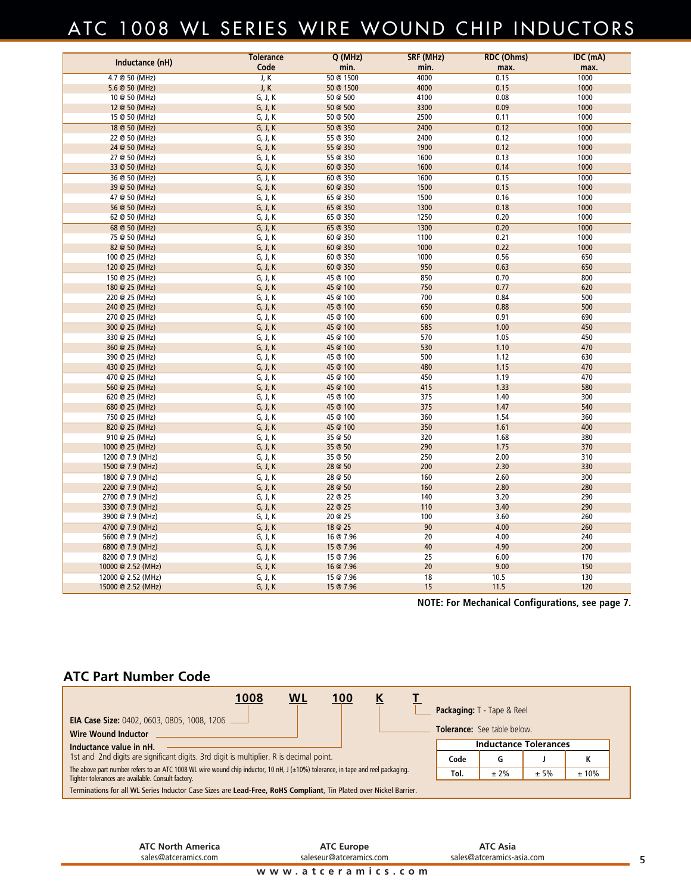# ATC 1008 WL SERIES WIRE WOUND CHIP INDUCTORS

| Inductance (nH) | Tolerance Code | Q (MHz) min. | SRF (MHz) min. | RDC (Ohms) max. | IDC (mA) max. |
|---|---|---|---|---|---|
| 4.7 @ 50 (MHz) | J, K | 50 @ 1500 | 4000 | 0.15 | 1000 |
| 5.6 @ 50 (MHz) | J, K | 50 @ 1500 | 4000 | 0.15 | 1000 |
| 10 @ 50 (MHz) | G, J, K | 50 @ 500 | 4100 | 0.08 | 1000 |
| 12 @ 50 (MHz) | G, J, K | 50 @ 500 | 3300 | 0.09 | 1000 |
| 15 @ 50 (MHz) | G, J, K | 50 @ 500 | 2500 | 0.11 | 1000 |
| 18 @ 50 (MHz) | G, J, K | 50 @ 350 | 2400 | 0.12 | 1000 |
| 22 @ 50 (MHz) | G, J, K | 55 @ 350 | 2400 | 0.12 | 1000 |
| 24 @ 50 (MHz) | G, J, K | 55 @ 350 | 1900 | 0.12 | 1000 |
| 27 @ 50 (MHz) | G, J, K | 55 @ 350 | 1600 | 0.13 | 1000 |
| 33 @ 50 (MHz) | G, J, K | 60 @ 350 | 1600 | 0.14 | 1000 |
| 36 @ 50 (MHz) | G, J, K | 60 @ 350 | 1600 | 0.15 | 1000 |
| 39 @ 50 (MHz) | G, J, K | 60 @ 350 | 1500 | 0.15 | 1000 |
| 47 @ 50 (MHz) | G, J, K | 65 @ 350 | 1500 | 0.16 | 1000 |
| 56 @ 50 (MHz) | G, J, K | 65 @ 350 | 1300 | 0.18 | 1000 |
| 62 @ 50 (MHz) | G, J, K | 65 @ 350 | 1250 | 0.20 | 1000 |
| 68 @ 50 (MHz) | G, J, K | 65 @ 350 | 1300 | 0.20 | 1000 |
| 75 @ 50 (MHz) | G, J, K | 60 @ 350 | 1100 | 0.21 | 1000 |
| 82 @ 50 (MHz) | G, J, K | 60 @ 350 | 1000 | 0.22 | 1000 |
| 100 @ 25 (MHz) | G, J, K | 60 @ 350 | 1000 | 0.56 | 650 |
| 120 @ 25 (MHz) | G, J, K | 60 @ 350 | 950 | 0.63 | 650 |
| 150 @ 25 (MHz) | G, J, K | 45 @ 100 | 850 | 0.70 | 800 |
| 180 @ 25 (MHz) | G, J, K | 45 @ 100 | 750 | 0.77 | 620 |
| 220 @ 25 (MHz) | G, J, K | 45 @ 100 | 700 | 0.84 | 500 |
| 240 @ 25 (MHz) | G, J, K | 45 @ 100 | 650 | 0.88 | 500 |
| 270 @ 25 (MHz) | G, J, K | 45 @ 100 | 600 | 0.91 | 690 |
| 300 @ 25 (MHz) | G, J, K | 45 @ 100 | 585 | 1.00 | 450 |
| 330 @ 25 (MHz) | G, J, K | 45 @ 100 | 570 | 1.05 | 450 |
| 360 @ 25 (MHz) | G, J, K | 45 @ 100 | 530 | 1.10 | 470 |
| 390 @ 25 (MHz) | G, J, K | 45 @ 100 | 500 | 1.12 | 630 |
| 430 @ 25 (MHz) | G, J, K | 45 @ 100 | 480 | 1.15 | 470 |
| 470 @ 25 (MHz) | G, J, K | 45 @ 100 | 450 | 1.19 | 470 |
| 560 @ 25 (MHz) | G, J, K | 45 @ 100 | 415 | 1.33 | 580 |
| 620 @ 25 (MHz) | G, J, K | 45 @ 100 | 375 | 1.40 | 300 |
| 680 @ 25 (MHz) | G, J, K | 45 @ 100 | 375 | 1.47 | 540 |
| 750 @ 25 (MHz) | G, J, K | 45 @ 100 | 360 | 1.54 | 360 |
| 820 @ 25 (MHz) | G, J, K | 45 @ 100 | 350 | 1.61 | 400 |
| 910 @ 25 (MHz) | G, J, K | 35 @ 50 | 320 | 1.68 | 380 |
| 1000 @ 25 (MHz) | G, J, K | 35 @ 50 | 290 | 1.75 | 370 |
| 1200 @ 7.9 (MHz) | G, J, K | 35 @ 50 | 250 | 2.00 | 310 |
| 1500 @ 7.9 (MHz) | G, J, K | 28 @ 50 | 200 | 2.30 | 330 |
| 1800 @ 7.9 (MHz) | G, J, K | 28 @ 50 | 160 | 2.60 | 300 |
| 2200 @ 7.9 (MHz) | G, J, K | 28 @ 50 | 160 | 2.80 | 280 |
| 2700 @ 7.9 (MHz) | G, J, K | 22 @ 25 | 140 | 3.20 | 290 |
| 3300 @ 7.9 (MHz) | G, J, K | 22 @ 25 | 110 | 3.40 | 290 |
| 3900 @ 7.9 (MHz) | G, J, K | 20 @ 25 | 100 | 3.60 | 260 |
| 4700 @ 7.9 (MHz) | G, J, K | 18 @ 25 | 90 | 4.00 | 260 |
| 5600 @ 7.9 (MHz) | G, J, K | 16 @ 7.96 | 20 | 4.00 | 240 |
| 6800 @ 7.9 (MHz) | G, J, K | 15 @ 7.96 | 40 | 4.90 | 200 |
| 8200 @ 7.9 (MHz) | G, J, K | 15 @ 7.96 | 25 | 6.00 | 170 |
| 10000 @ 2.52 (MHz) | G, J, K | 16 @ 7.96 | 20 | 9.00 | 150 |
| 12000 @ 2.52 (MHz) | G, J, K | 15 @ 7.96 | 18 | 10.5 | 130 |
| 15000 @ 2.52 (MHz) | G, J, K | 15 @ 7.96 | 15 | 11.5 | 120 |

**NOTE: For Mechanical Configurations, see page 7.**

## ATC Part Number Code

**1008 WL 100 K T**

- **EIA Case Size:** 0402, 0603, 0805, 1008, 1206
- **Wire Wound Inductor**
- **Inductance value in nH.** 1st and 2nd digits are significant digits. 3rd digit is multiplier. R is decimal point.
- **Tolerance:** See table below.
- **Packaging:** T - Tape & Reel

**Inductance Tolerances**

| Code | G | J | K |
|---|---|---|---|
| Tol. | ± 2% | ± 5% | ± 10% |

The above part number refers to an ATC 1008 WL wire wound chip inductor, 10 nH, J (±10%) tolerance, in tape and reel packaging. Tighter tolerances are available. Consult factory.

Terminations for all WL Series Inductor Case Sizes are **Lead-Free, RoHS Compliant**, Tin Plated over Nickel Barrier.

**ATC North America** sales@atceramics.com | **ATC Europe** saleseur@atceramics.com | **ATC Asia** sales@atceramics-asia.com

www.atceramics.com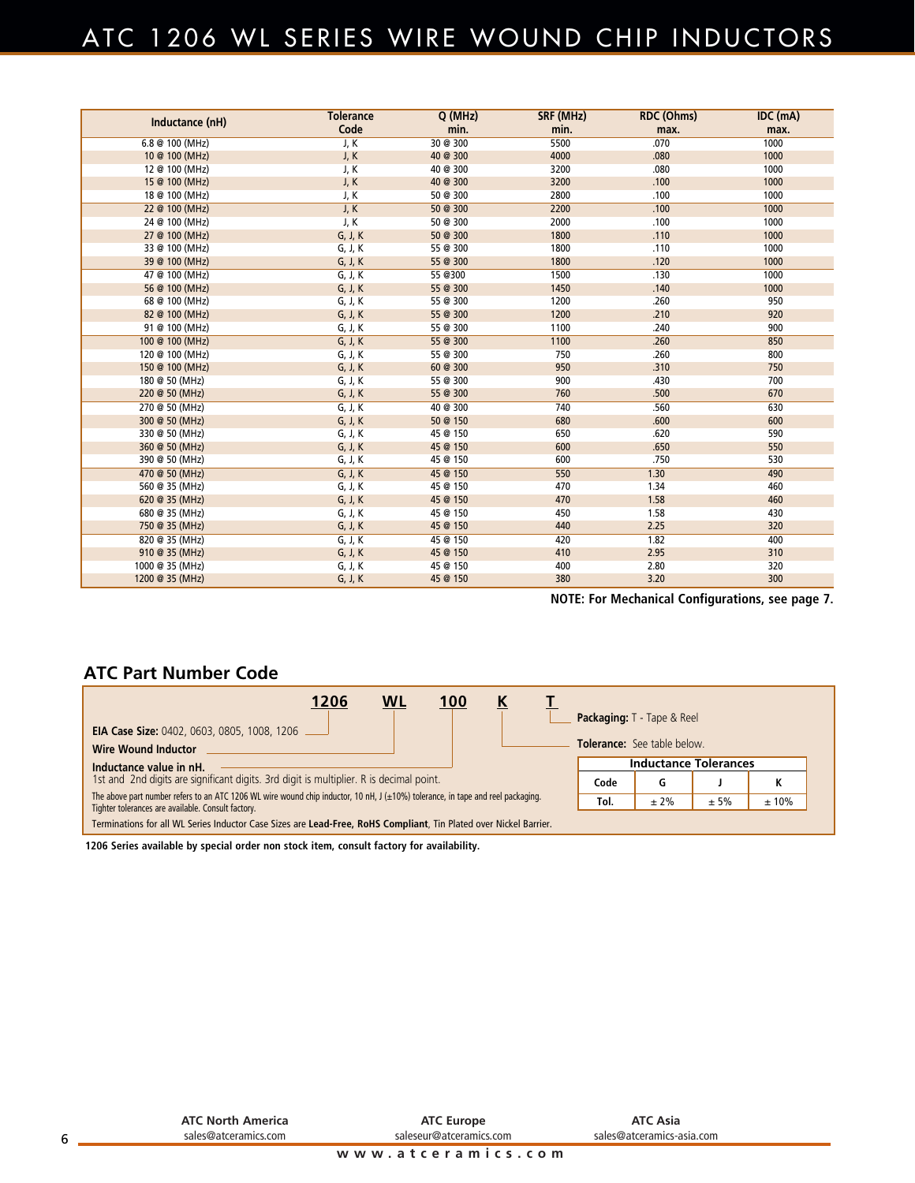# ATC 1206 WL SERIES WIRE WOUND CHIP INDUCTORS

| Inductance (nH) | Tolerance Code | Q (MHz) min. | SRF (MHz) min. | RDC (Ohms) max. | IDC (mA) max. |
|---|---|---|---|---|---|
| 6.8 @ 100 (MHz) | J, K | 30 @ 300 | 5500 | .070 | 1000 |
| 10 @ 100 (MHz) | J, K | 40 @ 300 | 4000 | .080 | 1000 |
| 12 @ 100 (MHz) | J, K | 40 @ 300 | 3200 | .080 | 1000 |
| 15 @ 100 (MHz) | J, K | 40 @ 300 | 3200 | .100 | 1000 |
| 18 @ 100 (MHz) | J, K | 50 @ 300 | 2800 | .100 | 1000 |
| 22 @ 100 (MHz) | J, K | 50 @ 300 | 2200 | .100 | 1000 |
| 24 @ 100 (MHz) | J, K | 50 @ 300 | 2000 | .100 | 1000 |
| 27 @ 100 (MHz) | G, J, K | 50 @ 300 | 1800 | .110 | 1000 |
| 33 @ 100 (MHz) | G, J, K | 55 @ 300 | 1800 | .110 | 1000 |
| 39 @ 100 (MHz) | G, J, K | 55 @ 300 | 1800 | .120 | 1000 |
| 47 @ 100 (MHz) | G, J, K | 55 @300 | 1500 | .130 | 1000 |
| 56 @ 100 (MHz) | G, J, K | 55 @ 300 | 1450 | .140 | 1000 |
| 68 @ 100 (MHz) | G, J, K | 55 @ 300 | 1200 | .260 | 950 |
| 82 @ 100 (MHz) | G, J, K | 55 @ 300 | 1200 | .210 | 920 |
| 91 @ 100 (MHz) | G, J, K | 55 @ 300 | 1100 | .240 | 900 |
| 100 @ 100 (MHz) | G, J, K | 55 @ 300 | 1100 | .260 | 850 |
| 120 @ 100 (MHz) | G, J, K | 55 @ 300 | 750 | .260 | 800 |
| 150 @ 100 (MHz) | G, J, K | 60 @ 300 | 950 | .310 | 750 |
| 180 @ 50 (MHz) | G, J, K | 55 @ 300 | 900 | .430 | 700 |
| 220 @ 50 (MHz) | G, J, K | 55 @ 300 | 760 | .500 | 670 |
| 270 @ 50 (MHz) | G, J, K | 40 @ 300 | 740 | .560 | 630 |
| 300 @ 50 (MHz) | G, J, K | 50 @ 150 | 680 | .600 | 600 |
| 330 @ 50 (MHz) | G, J, K | 45 @ 150 | 650 | .620 | 590 |
| 360 @ 50 (MHz) | G, J, K | 45 @ 150 | 600 | .650 | 550 |
| 390 @ 50 (MHz) | G, J, K | 45 @ 150 | 600 | .750 | 530 |
| 470 @ 50 (MHz) | G, J, K | 45 @ 150 | 550 | 1.30 | 490 |
| 560 @ 35 (MHz) | G, J, K | 45 @ 150 | 470 | 1.34 | 460 |
| 620 @ 35 (MHz) | G, J, K | 45 @ 150 | 470 | 1.58 | 460 |
| 680 @ 35 (MHz) | G, J, K | 45 @ 150 | 450 | 1.58 | 430 |
| 750 @ 35 (MHz) | G, J, K | 45 @ 150 | 440 | 2.25 | 320 |
| 820 @ 35 (MHz) | G, J, K | 45 @ 150 | 420 | 1.82 | 400 |
| 910 @ 35 (MHz) | G, J, K | 45 @ 150 | 410 | 2.95 | 310 |
| 1000 @ 35 (MHz) | G, J, K | 45 @ 150 | 400 | 2.80 | 320 |
| 1200 @ 35 (MHz) | G, J, K | 45 @ 150 | 380 | 3.20 | 300 |

**NOTE: For Mechanical Configurations, see page 7.**

## ATC Part Number Code

**1206 WL 100 K T**

- **EIA Case Size:** 0402, 0603, 0805, 1008, 1206
- **Wire Wound Inductor**
- **Inductance value in nH.** 1st and 2nd digits are significant digits. 3rd digit is multiplier. R is decimal point.
- **Tolerance:** See table below.
- **Packaging:** T - Tape & Reel

| Inductance Tolerances | | | |
|---|---|---|---|
| **Code** | G | J | K |
| **Tol.** | ± 2% | ± 5% | ± 10% |

The above part number refers to an ATC 1206 WL wire wound chip inductor, 10 nH, J (±10%) tolerance, in tape and reel packaging. Tighter tolerances are available. Consult factory.

Terminations for all WL Series Inductor Case Sizes are **Lead-Free, RoHS Compliant**, Tin Plated over Nickel Barrier.

**1206 Series available by special order non stock item, consult factory for availability.**

**ATC North America** sales@atceramics.com

**ATC Europe** saleseur@atceramics.com

**ATC Asia** sales@atceramics-asia.com

www.atceramics.com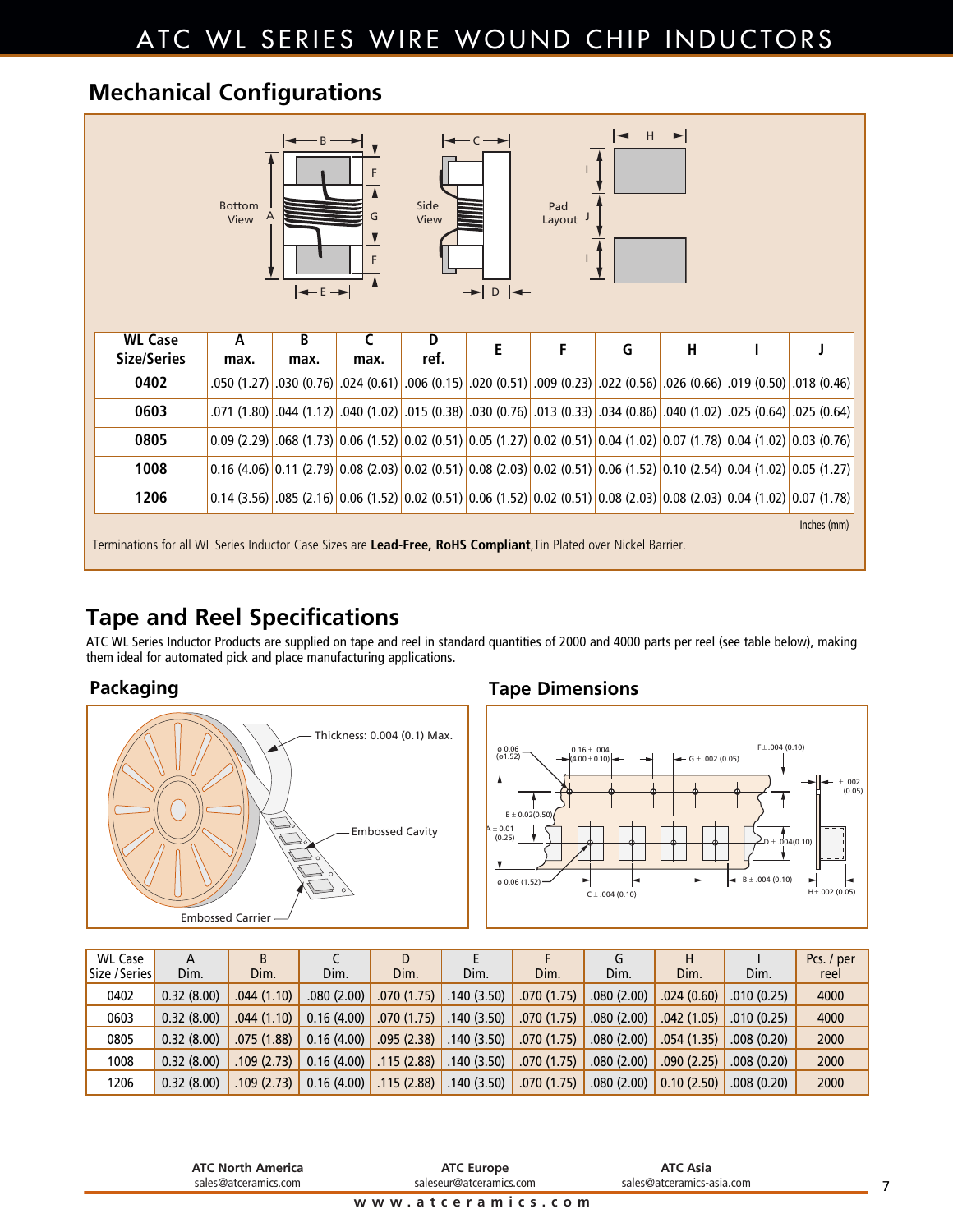# ATC WL SERIES WIRE WOUND CHIP INDUCTORS

## Mechanical Configurations

| WL Case Size/Series | A max. | B max. | C max. | D ref. | E | F | G | H | I | J |
|---|---|---|---|---|---|---|---|---|---|---|
| 0402 | .050 (1.27) | .030 (0.76) | .024 (0.61) | .006 (0.15) | .020 (0.51) | .009 (0.23) | .022 (0.56) | .026 (0.66) | .019 (0.50) | .018 (0.46) |
| 0603 | .071 (1.80) | .044 (1.12) | .040 (1.02) | .015 (0.38) | .030 (0.76) | .013 (0.33) | .034 (0.86) | .040 (1.02) | .025 (0.64) | .025 (0.64) |
| 0805 | 0.09 (2.29) | .068 (1.73) | 0.06 (1.52) | 0.02 (0.51) | 0.05 (1.27) | 0.02 (0.51) | 0.04 (1.02) | 0.07 (1.78) | 0.04 (1.02) | 0.03 (0.76) |
| 1008 | 0.16 (4.06) | 0.11 (2.79) | 0.08 (2.03) | 0.02 (0.51) | 0.08 (2.03) | 0.02 (0.51) | 0.06 (1.52) | 0.10 (2.54) | 0.04 (1.02) | 0.05 (1.27) |
| 1206 | 0.14 (3.56) | .085 (2.16) | 0.06 (1.52) | 0.02 (0.51) | 0.06 (1.52) | 0.02 (0.51) | 0.08 (2.03) | 0.08 (2.03) | 0.04 (1.02) | 0.07 (1.78) |

Inches (mm)

Terminations for all WL Series Inductor Case Sizes are **Lead-Free, RoHS Compliant**, Tin Plated over Nickel Barrier.

## Tape and Reel Specifications

ATC WL Series Inductor Products are supplied on tape and reel in standard quantities of 2000 and 4000 parts per reel (see table below), making them ideal for automated pick and place manufacturing applications.

### Packaging

Thickness: 0.004 (0.1) Max.

Embossed Cavity

Embossed Carrier

### Tape Dimensions

| WL Case Size / Series | A Dim. | B Dim. | C Dim. | D Dim. | E Dim. | F Dim. | G Dim. | H Dim. | I Dim. | Pcs. / per reel |
|---|---|---|---|---|---|---|---|---|---|---|
| 0402 | 0.32 (8.00) | .044 (1.10) | .080 (2.00) | .070 (1.75) | .140 (3.50) | .070 (1.75) | .080 (2.00) | .024 (0.60) | .010 (0.25) | 4000 |
| 0603 | 0.32 (8.00) | .044 (1.10) | 0.16 (4.00) | .070 (1.75) | .140 (3.50) | .070 (1.75) | .080 (2.00) | .042 (1.05) | .010 (0.25) | 4000 |
| 0805 | 0.32 (8.00) | .075 (1.88) | 0.16 (4.00) | .095 (2.38) | .140 (3.50) | .070 (1.75) | .080 (2.00) | .054 (1.35) | .008 (0.20) | 2000 |
| 1008 | 0.32 (8.00) | .109 (2.73) | 0.16 (4.00) | .115 (2.88) | .140 (3.50) | .070 (1.75) | .080 (2.00) | .090 (2.25) | .008 (0.20) | 2000 |
| 1206 | 0.32 (8.00) | .109 (2.73) | 0.16 (4.00) | .115 (2.88) | .140 (3.50) | .070 (1.75) | .080 (2.00) | 0.10 (2.50) | .008 (0.20) | 2000 |

**ATC North America**
sales@atceramics.com

**ATC Europe**
saleseur@atceramics.com

**ATC Asia**
sales@atceramics-asia.com

www.atceramics.com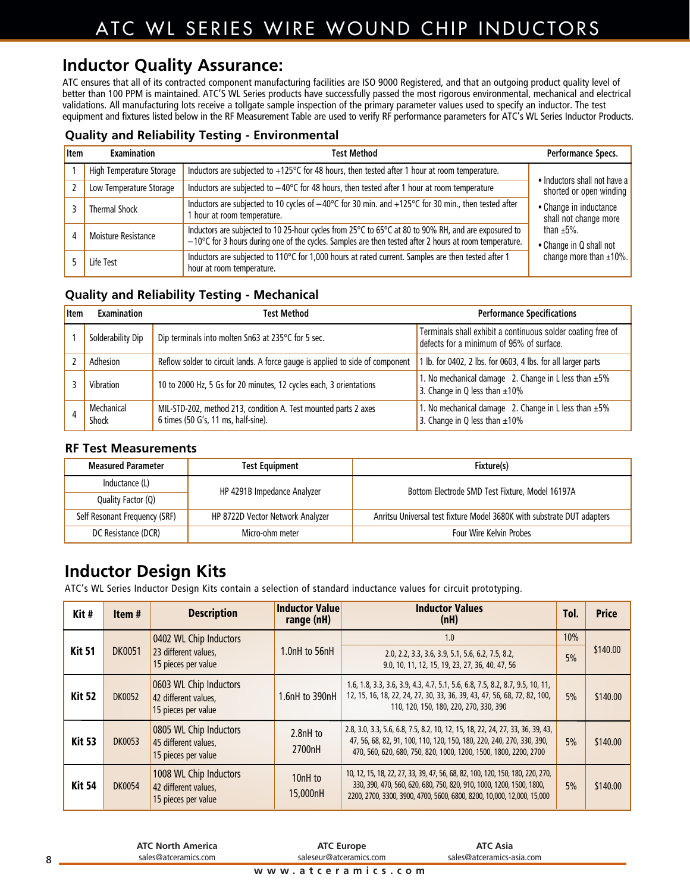# ATC WL SERIES WIRE WOUND CHIP INDUCTORS

## Inductor Quality Assurance:

ATC ensures that all of its contracted component manufacturing facilities are ISO 9000 Registered, and that an outgoing product quality level of better than 100 PPM is maintained. ATC'S WL Series products have successfully passed the most rigorous environmental, mechanical and electrical validations. All manufacturing lots receive a tollgate sample inspection of the primary parameter values used to specify an inductor. The test equipment and fixtures listed below in the RF Measurement Table are used to verify RF performance parameters for ATC's WL Series Inductor Products.

### Quality and Reliability Testing - Environmental

| Item | Examination | Test Method | Performance Specs. |
|---|---|---|---|
| 1 | High Temperature Storage | Inductors are subjected to +125°C for 48 hours, then tested after 1 hour at room temperature. | • Inductors shall not have a shorted or open winding<br>• Change in inductance shall not change more than ±5%.<br>• Change in Q shall not change more than ±10%. |
| 2 | Low Temperature Storage | Inductors are subjected to −40°C for 48 hours, then tested after 1 hour at room temperature | |
| 3 | Thermal Shock | Inductors are subjected to 10 cycles of −40°C for 30 min. and +125°C for 30 min., then tested after 1 hour at room temperature. | |
| 4 | Moisture Resistance | Inductors are subjected to 10 25-hour cycles from 25°C to 65°C at 80 to 90% RH, and are exposured to −10°C for 3 hours during one of the cycles. Samples are then tested after 2 hours at room temperature. | |
| 5 | Life Test | Inductors are subjected to 110°C for 1,000 hours at rated current. Samples are then tested after 1 hour at room temperature. | |

### Quality and Reliability Testing - Mechanical

| Item | Examination | Test Method | Performance Specifications |
|---|---|---|---|
| 1 | Solderability Dip | Dip terminals into molten Sn63 at 235°C for 5 sec. | Terminals shall exhibit a continuous solder coating free of defects for a minimum of 95% of surface. |
| 2 | Adhesion | Reflow solder to circuit lands. A force gauge is applied to side of component | 1 lb. for 0402, 2 lbs. for 0603, 4 lbs. for all larger parts |
| 3 | Vibration | 10 to 2000 Hz, 5 Gs for 20 minutes, 12 cycles each, 3 orientations | 1. No mechanical damage 2. Change in L less than ±5% 3. Change in Q less than ±10% |
| 4 | Mechanical Shock | MIL-STD-202, method 213, condition A. Test mounted parts 2 axes 6 times (50 G's, 11 ms, half-sine). | 1. No mechanical damage 2. Change in L less than ±5% 3. Change in Q less than ±10% |

### RF Test Measurements

| Measured Parameter | Test Equipment | Fixture(s) |
|---|---|---|
| Inductance (L) | HP 4291B Impedance Analyzer | Bottom Electrode SMD Test Fixture, Model 16197A |
| Quality Factor (Q) | | |
| Self Resonant Frequency (SRF) | HP 8722D Vector Network Analyzer | Anritsu Universal test fixture Model 3680K with substrate DUT adapters |
| DC Resistance (DCR) | Micro-ohm meter | Four Wire Kelvin Probes |

## Inductor Design Kits

ATC's WL Series Inductor Design Kits contain a selection of standard inductance values for circuit prototyping.

| Kit # | Item # | Description | Inductor Value range (nH) | Inductor Values (nH) | Tol. | Price |
|---|---|---|---|---|---|---|
| Kit 51 | DK0051 | 0402 WL Chip Inductors 23 different values, 15 pieces per value | 1.0nH to 56nH | 1.0 | 10% | $140.00 |
| | | | | 2.0, 2.2, 3.3, 3.6, 3.9, 5.1, 5.6, 6.2, 7.5, 8.2, 9.0, 10, 11, 12, 15, 19, 23, 27, 36, 40, 47, 56 | 5% | |
| Kit 52 | DK0052 | 0603 WL Chip Inductors 42 different values, 15 pieces per value | 1.6nH to 390nH | 1.6, 1.8, 3.3, 3.6, 3.9, 4.3, 4.7, 5.1, 5.6, 6.8, 7.5, 8.2, 8.7, 9.5, 10, 11, 12, 15, 16, 18, 22, 24, 27, 30, 33, 36, 39, 43, 47, 56, 68, 72, 82, 100, 110, 120, 150, 180, 220, 270, 330, 390 | 5% | $140.00 |
| Kit 53 | DK0053 | 0805 WL Chip Inductors 45 different values, 15 pieces per value | 2.8nH to 2700nH | 2.8, 3.0, 3.3, 5.6, 6.8, 7.5, 8.2, 10, 12, 15, 18, 22, 24, 27, 33, 36, 39, 43, 47, 56, 68, 82, 91, 100, 110, 120, 150, 180, 220, 240, 270, 330, 390, 470, 560, 620, 680, 750, 820, 1000, 1200, 1500, 1800, 2200, 2700 | 5% | $140.00 |
| Kit 54 | DK0054 | 1008 WL Chip Inductors 42 different values, 15 pieces per value | 10nH to 15,000nH | 10, 12, 15, 18, 22, 27, 33, 39, 47, 56, 68, 82, 100, 120, 150, 180, 220, 270, 330, 390, 470, 560, 620, 680, 750, 820, 910, 1000, 1200, 1500, 1800, 2200, 2700, 3300, 3900, 4700, 5600, 6800, 8200, 10,000, 12,000, 15,000 | 5% | $140.00 |

**ATC North America**
sales@atceramics.com

**ATC Europe**
saleseur@atceramics.com

**ATC Asia**
sales@atceramics-asia.com

www.atceramics.com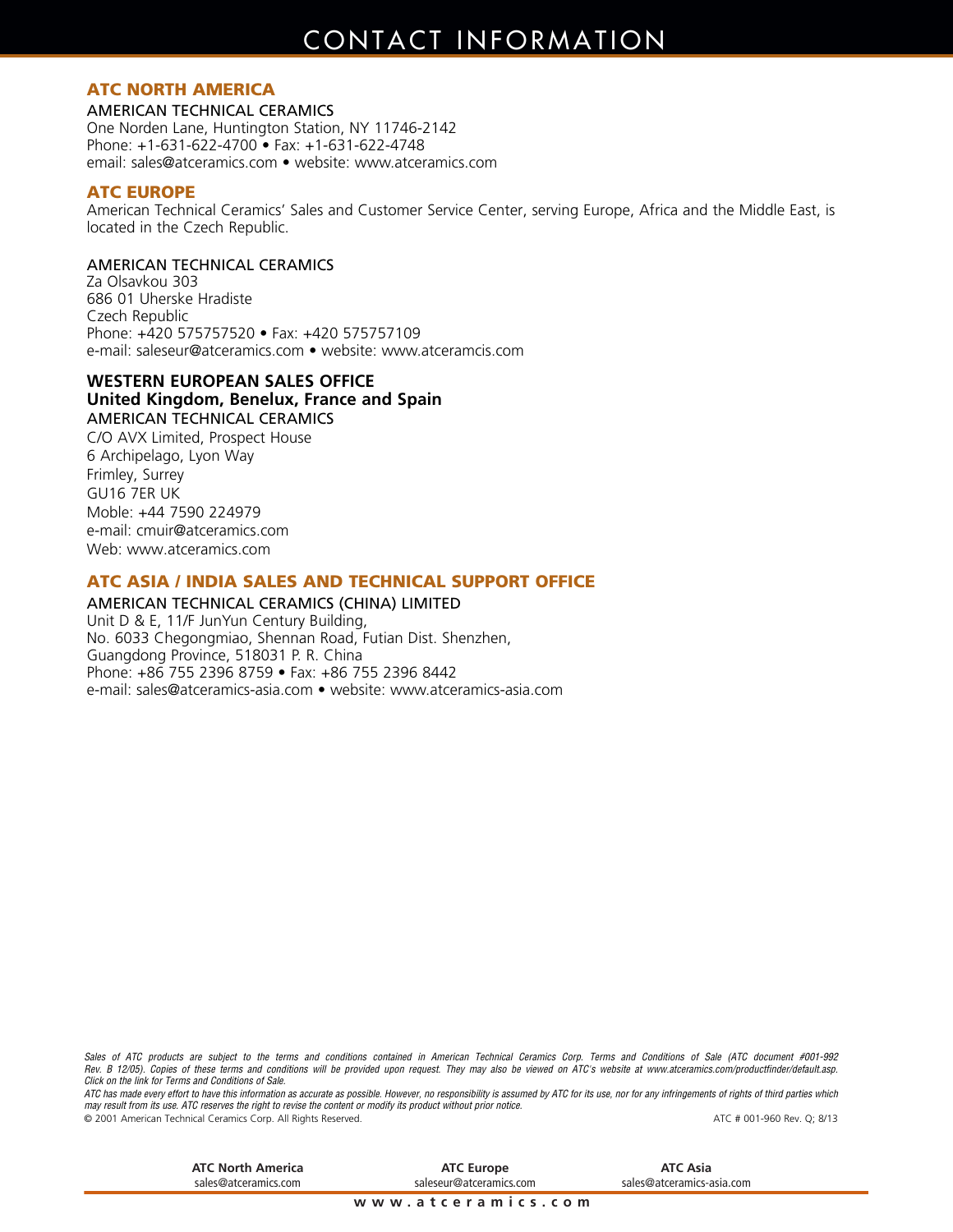# CONTACT INFORMATION

## ATC NORTH AMERICA

AMERICAN TECHNICAL CERAMICS
One Norden Lane, Huntington Station, NY 11746-2142
Phone: +1-631-622-4700 • Fax: +1-631-622-4748
email: sales@atceramics.com • website: www.atceramics.com

## ATC EUROPE

American Technical Ceramics' Sales and Customer Service Center, serving Europe, Africa and the Middle East, is located in the Czech Republic.

AMERICAN TECHNICAL CERAMICS
Za Olsavkou 303
686 01 Uherske Hradiste
Czech Republic
Phone: +420 575757520 • Fax: +420 575757109
e-mail: saleseur@atceramics.com • website: www.atceramcis.com

**WESTERN EUROPEAN SALES OFFICE**
**United Kingdom, Benelux, France and Spain**
AMERICAN TECHNICAL CERAMICS
C/O AVX Limited, Prospect House
6 Archipelago, Lyon Way
Frimley, Surrey
GU16 7ER UK
Moble: +44 7590 224979
e-mail: cmuir@atceramics.com
Web: www.atceramics.com

## ATC ASIA / INDIA SALES AND TECHNICAL SUPPORT OFFICE

AMERICAN TECHNICAL CERAMICS (CHINA) LIMITED
Unit D & E, 11/F JunYun Century Building,
No. 6033 Chegongmiao, Shennan Road, Futian Dist. Shenzhen,
Guangdong Province, 518031 P. R. China
Phone: +86 755 2396 8759 • Fax: +86 755 2396 8442
e-mail: sales@atceramics-asia.com • website: www.atceramics-asia.com

*Sales of ATC products are subject to the terms and conditions contained in American Technical Ceramics Corp. Terms and Conditions of Sale (ATC document #001-992 Rev. B 12/05). Copies of these terms and conditions will be provided upon request. They may also be viewed on ATC's website at www.atceramics.com/productfinder/default.asp. Click on the link for Terms and Conditions of Sale.*

*ATC has made every effort to have this information as accurate as possible. However, no responsibility is assumed by ATC for its use, nor for any infringements of rights of third parties which may result from its use. ATC reserves the right to revise the content or modify its product without prior notice.*

© 2001 American Technical Ceramics Corp. All Rights Reserved. ATC # 001-960 Rev. Q; 8/13

**ATC North America** sales@atceramics.com | **ATC Europe** saleseur@atceramics.com | **ATC Asia** sales@atceramics-asia.com

www.atceramics.com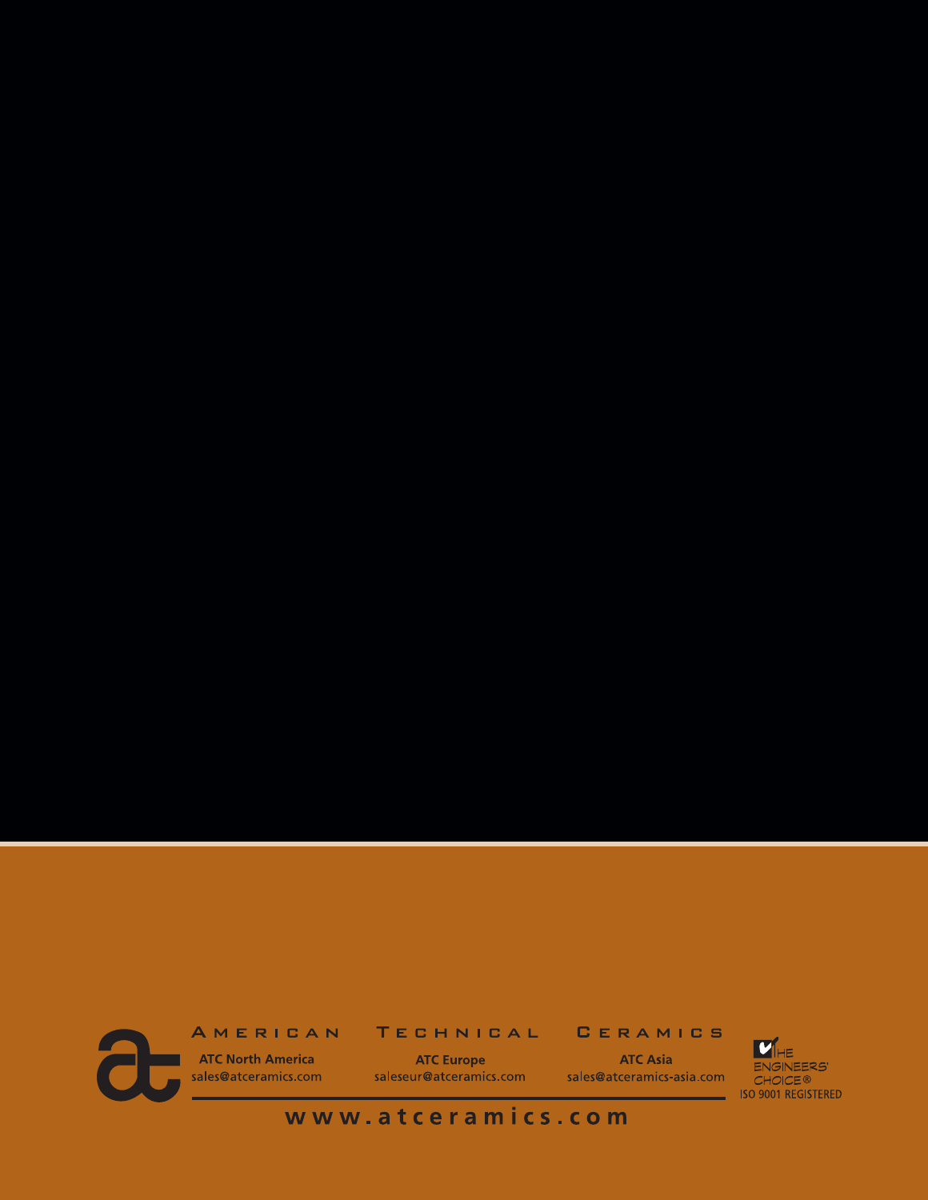AMERICAN TECHNICAL CERAMICS

**ATC North America**
sales@atceramics.com

**ATC Europe**
saleseur@atceramics.com

**ATC Asia**
sales@atceramics-asia.com

THE ENGINEERS' CHOICE®
ISO 9001 REGISTERED

**www.atceramics.com**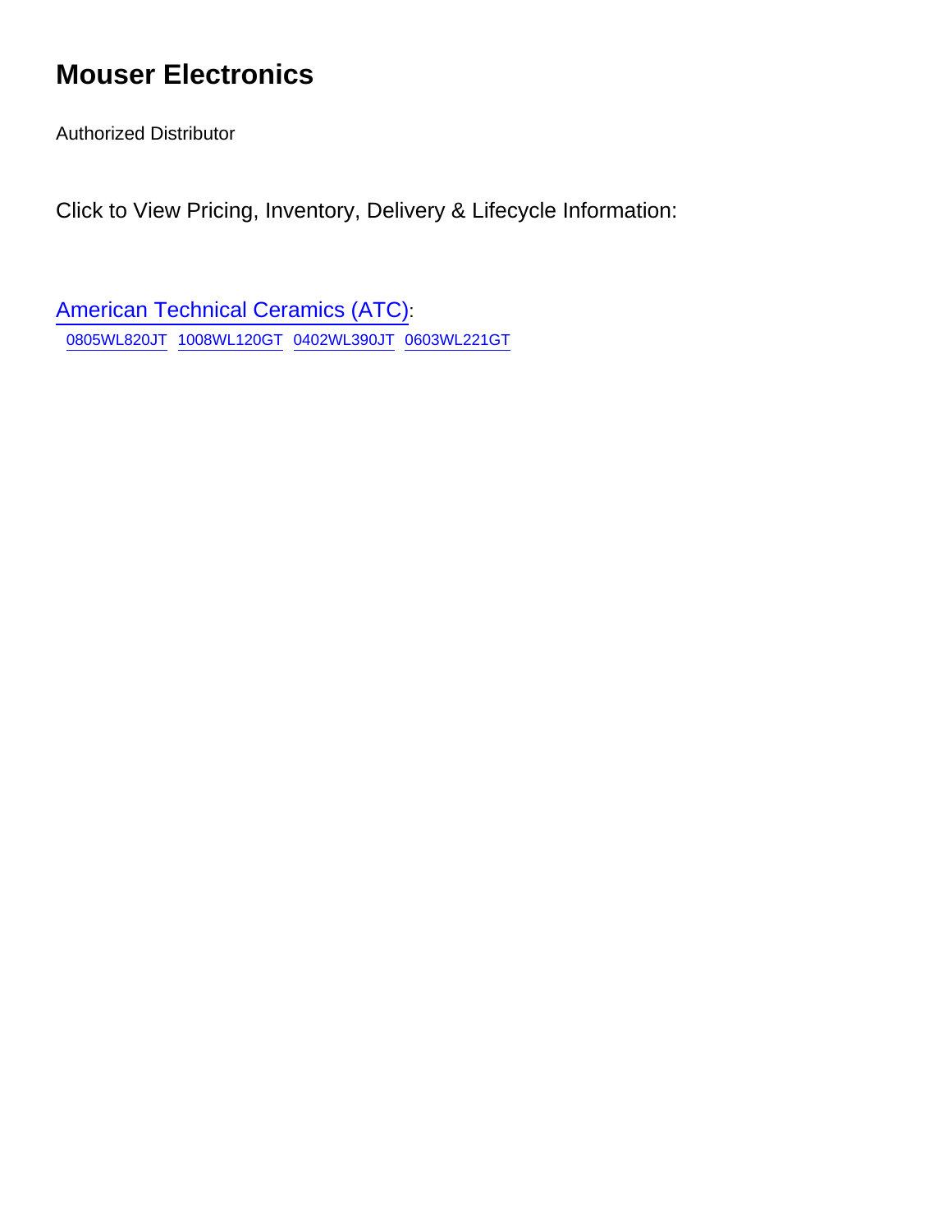# Mouser Electronics

Authorized Distributor

Click to View Pricing, Inventory, Delivery & Lifecycle Information:

American Technical Ceramics (ATC):

0805WL820JT 1008WL120GT 0402WL390JT 0603WL221GT